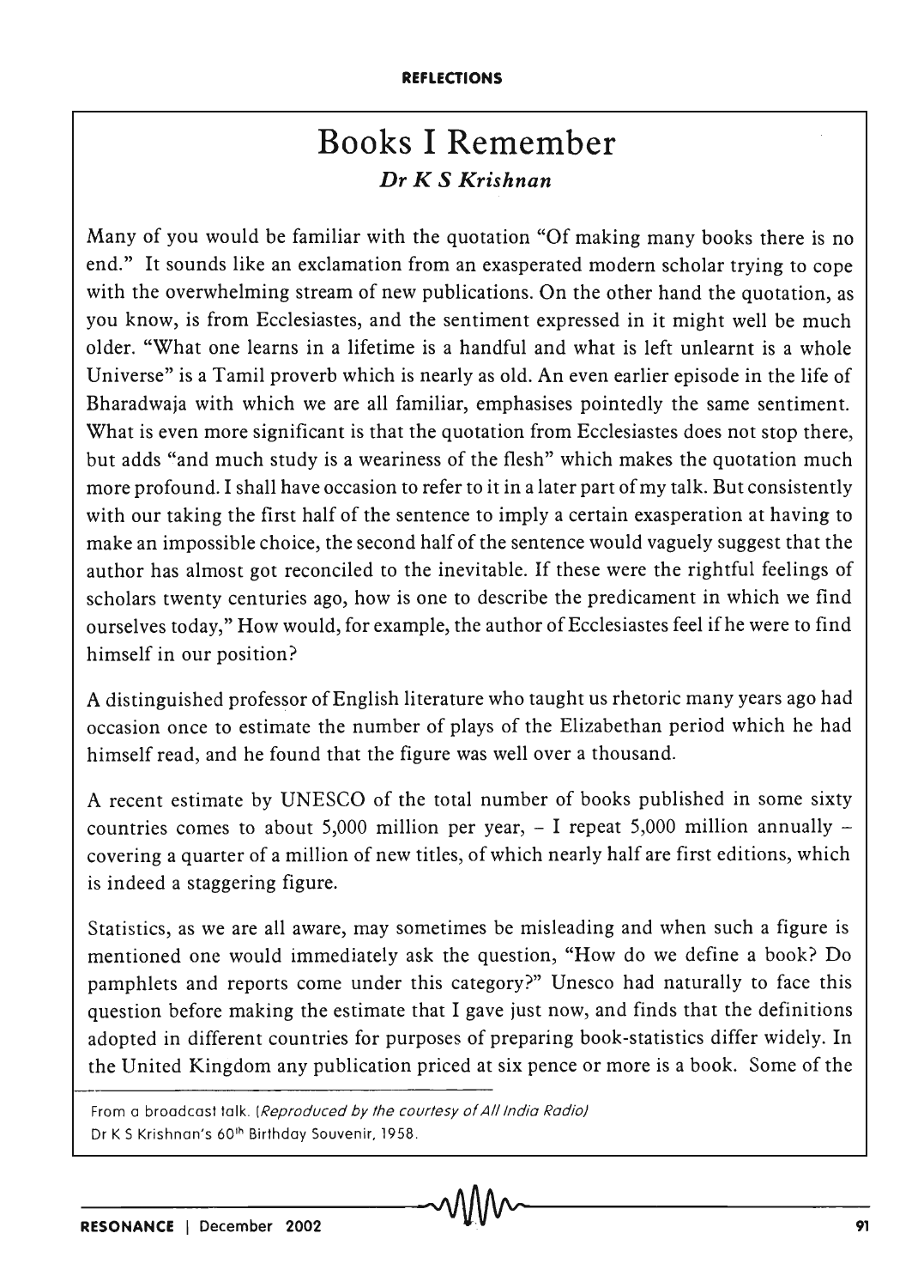# Books I Remember

***Dr K S Krishnan***

Many of you would be familiar with the quotation "Of making many books there is no end." It sounds like an exclamation from an exasperated modern scholar trying to cope with the overwhelming stream of new publications. On the other hand the quotation, as you know, is from Ecclesiastes, and the sentiment expressed in it might well be much older. "What one learns in a lifetime is a handful and what is left unlearnt is a whole Universe" is a Tamil proverb which is nearly as old. An even earlier episode in the life of Bharadwaja with which we are all familiar, emphasises pointedly the same sentiment. What is even more significant is that the quotation from Ecclesiastes does not stop there, but adds "and much study is a weariness of the flesh" which makes the quotation much more profound. I shall have occasion to refer to it in a later part of my talk. But consistently with our taking the first half of the sentence to imply a certain exasperation at having to make an impossible choice, the second half of the sentence would vaguely suggest that the author has almost got reconciled to the inevitable. If these were the rightful feelings of scholars twenty centuries ago, how is one to describe the predicament in which we find ourselves today," How would, for example, the author of Ecclesiastes feel if he were to find himself in our position?

A distinguished professor of English literature who taught us rhetoric many years ago had occasion once to estimate the number of plays of the Elizabethan period which he had himself read, and he found that the figure was well over a thousand.

A recent estimate by UNESCO of the total number of books published in some sixty countries comes to about 5,000 million per year, – I repeat 5,000 million annually – covering a quarter of a million of new titles, of which nearly half are first editions, which is indeed a staggering figure.

Statistics, as we are all aware, may sometimes be misleading and when such a figure is mentioned one would immediately ask the question, "How do we define a book? Do pamphlets and reports come under this category?" Unesco had naturally to face this question before making the estimate that I gave just now, and finds that the definitions adopted in different countries for purposes of preparing book-statistics differ widely. In the United Kingdom any publication priced at six pence or more is a book. Some of the

From a broadcast talk. (*Reproduced by the courtesy of All India Radio*)
Dr K S Krishnan's 60th Birthday Souvenir, 1958.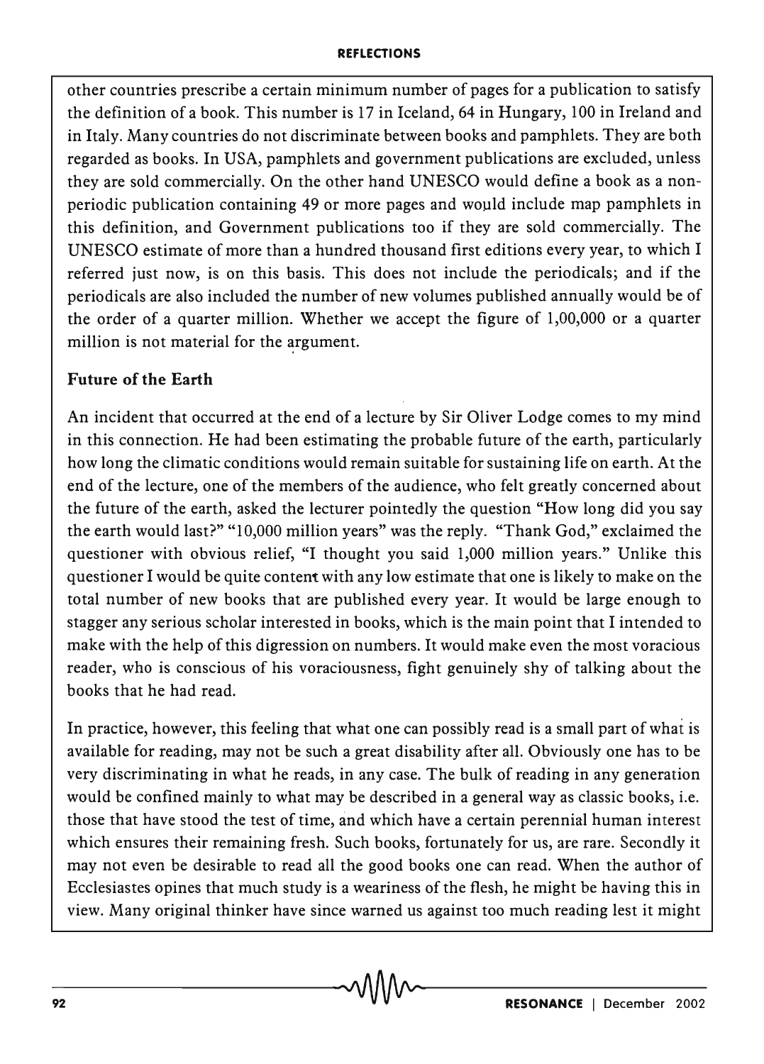other countries prescribe a certain minimum number of pages for a publication to satisfy the definition of a book. This number is 17 in Iceland, 64 in Hungary, 100 in Ireland and in Italy. Many countries do not discriminate between books and pamphlets. They are both regarded as books. In USA, pamphlets and government publications are excluded, unless they are sold commercially. On the other hand UNESCO would define a book as a non-periodic publication containing 49 or more pages and would include map pamphlets in this definition, and Government publications too if they are sold commercially. The UNESCO estimate of more than a hundred thousand first editions every year, to which I referred just now, is on this basis. This does not include the periodicals; and if the periodicals are also included the number of new volumes published annually would be of the order of a quarter million. Whether we accept the figure of 1,00,000 or a quarter million is not material for the argument.

### Future of the Earth

An incident that occurred at the end of a lecture by Sir Oliver Lodge comes to my mind in this connection. He had been estimating the probable future of the earth, particularly how long the climatic conditions would remain suitable for sustaining life on earth. At the end of the lecture, one of the members of the audience, who felt greatly concerned about the future of the earth, asked the lecturer pointedly the question "How long did you say the earth would last?" "10,000 million years" was the reply. "Thank God," exclaimed the questioner with obvious relief, "I thought you said 1,000 million years." Unlike this questioner I would be quite content with any low estimate that one is likely to make on the total number of new books that are published every year. It would be large enough to stagger any serious scholar interested in books, which is the main point that I intended to make with the help of this digression on numbers. It would make even the most voracious reader, who is conscious of his voraciousness, fight genuinely shy of talking about the books that he had read.

In practice, however, this feeling that what one can possibly read is a small part of what is available for reading, may not be such a great disability after all. Obviously one has to be very discriminating in what he reads, in any case. The bulk of reading in any generation would be confined mainly to what may be described in a general way as classic books, i.e. those that have stood the test of time, and which have a certain perennial human interest which ensures their remaining fresh. Such books, fortunately for us, are rare. Secondly it may not even be desirable to read all the good books one can read. When the author of Ecclesiastes opines that much study is a weariness of the flesh, he might be having this in view. Many original thinker have since warned us against too much reading lest it might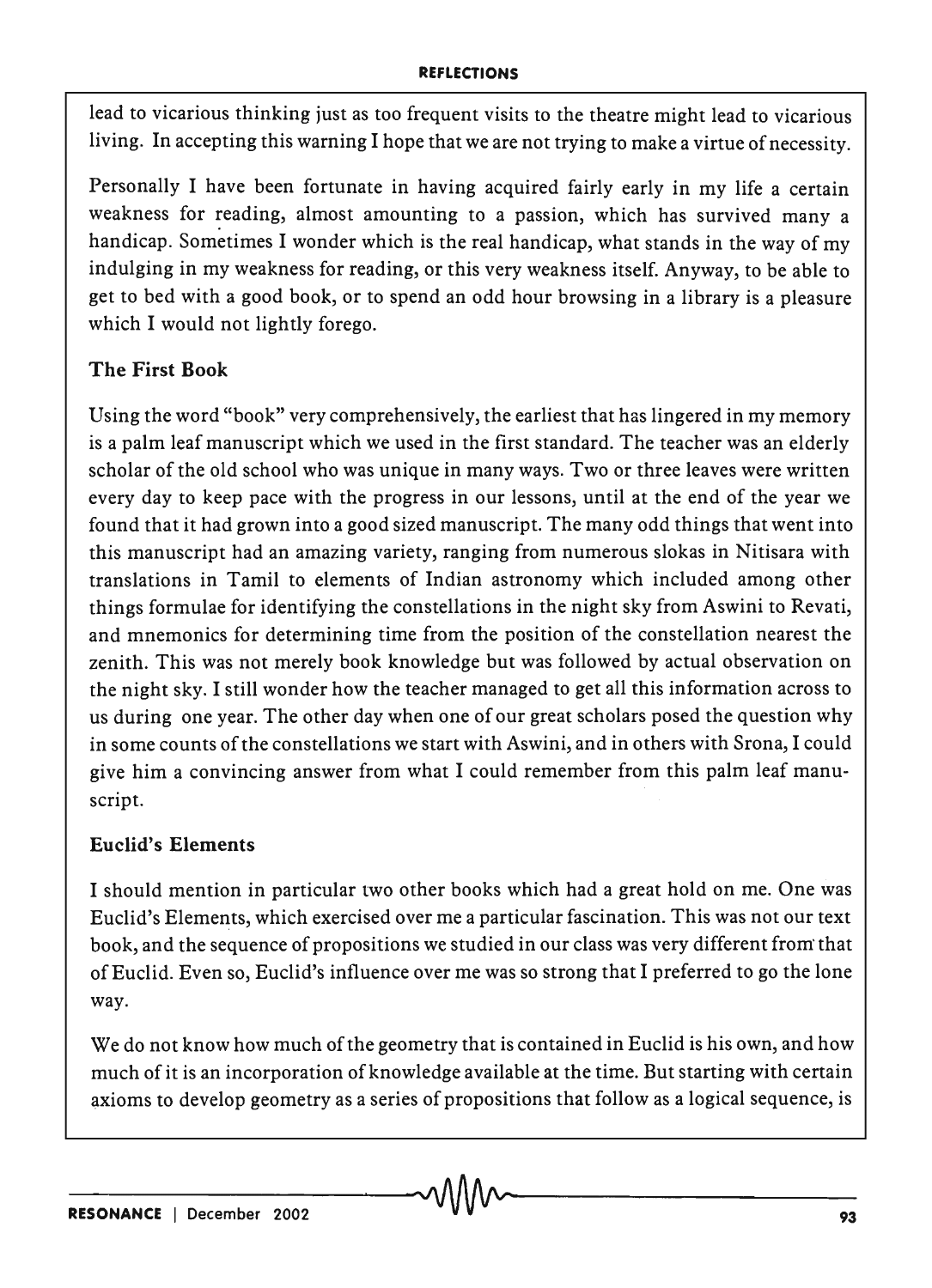lead to vicarious thinking just as too frequent visits to the theatre might lead to vicarious living. In accepting this warning I hope that we are not trying to make a virtue of necessity.

Personally I have been fortunate in having acquired fairly early in my life a certain weakness for reading, almost amounting to a passion, which has survived many a handicap. Sometimes I wonder which is the real handicap, what stands in the way of my indulging in my weakness for reading, or this very weakness itself. Anyway, to be able to get to bed with a good book, or to spend an odd hour browsing in a library is a pleasure which I would not lightly forego.

### The First Book

Using the word "book" very comprehensively, the earliest that has lingered in my memory is a palm leaf manuscript which we used in the first standard. The teacher was an elderly scholar of the old school who was unique in many ways. Two or three leaves were written every day to keep pace with the progress in our lessons, until at the end of the year we found that it had grown into a good sized manuscript. The many odd things that went into this manuscript had an amazing variety, ranging from numerous slokas in Nitisara with translations in Tamil to elements of Indian astronomy which included among other things formulae for identifying the constellations in the night sky from Aswini to Revati, and mnemonics for determining time from the position of the constellation nearest the zenith. This was not merely book knowledge but was followed by actual observation on the night sky. I still wonder how the teacher managed to get all this information across to us during one year. The other day when one of our great scholars posed the question why in some counts of the constellations we start with Aswini, and in others with Srona, I could give him a convincing answer from what I could remember from this palm leaf manuscript.

### Euclid's Elements

I should mention in particular two other books which had a great hold on me. One was Euclid's Elements, which exercised over me a particular fascination. This was not our text book, and the sequence of propositions we studied in our class was very different from that of Euclid. Even so, Euclid's influence over me was so strong that I preferred to go the lone way.

We do not know how much of the geometry that is contained in Euclid is his own, and how much of it is an incorporation of knowledge available at the time. But starting with certain axioms to develop geometry as a series of propositions that follow as a logical sequence, is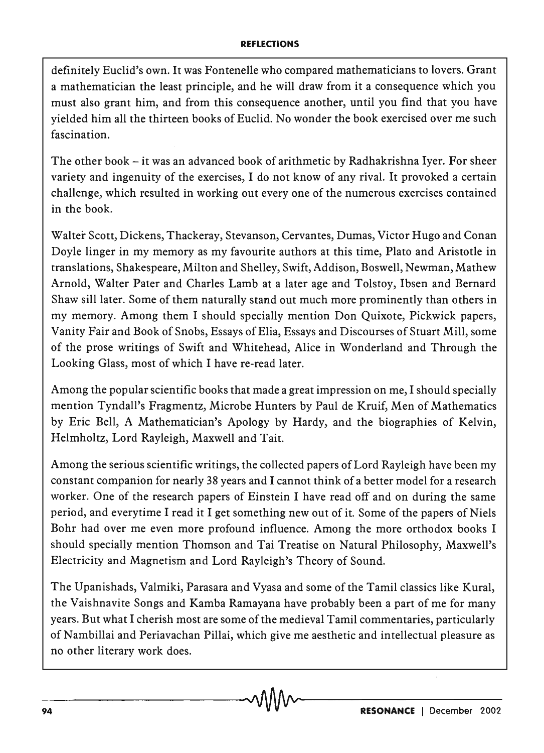definitely Euclid's own. It was Fontenelle who compared mathematicians to lovers. Grant a mathematician the least principle, and he will draw from it a consequence which you must also grant him, and from this consequence another, until you find that you have yielded him all the thirteen books of Euclid. No wonder the book exercised over me such fascination.

The other book – it was an advanced book of arithmetic by Radhakrishna Iyer. For sheer variety and ingenuity of the exercises, I do not know of any rival. It provoked a certain challenge, which resulted in working out every one of the numerous exercises contained in the book.

Walter Scott, Dickens, Thackeray, Stevanson, Cervantes, Dumas, Victor Hugo and Conan Doyle linger in my memory as my favourite authors at this time, Plato and Aristotle in translations, Shakespeare, Milton and Shelley, Swift, Addison, Boswell, Newman, Mathew Arnold, Walter Pater and Charles Lamb at a later age and Tolstoy, Ibsen and Bernard Shaw sill later. Some of them naturally stand out much more prominently than others in my memory. Among them I should specially mention Don Quixote, Pickwick papers, Vanity Fair and Book of Snobs, Essays of Elia, Essays and Discourses of Stuart Mill, some of the prose writings of Swift and Whitehead, Alice in Wonderland and Through the Looking Glass, most of which I have re-read later.

Among the popular scientific books that made a great impression on me, I should specially mention Tyndall's Fragmentz, Microbe Hunters by Paul de Kruif, Men of Mathematics by Eric Bell, A Mathematician's Apology by Hardy, and the biographies of Kelvin, Helmholtz, Lord Rayleigh, Maxwell and Tait.

Among the serious scientific writings, the collected papers of Lord Rayleigh have been my constant companion for nearly 38 years and I cannot think of a better model for a research worker. One of the research papers of Einstein I have read off and on during the same period, and everytime I read it I get something new out of it. Some of the papers of Niels Bohr had over me even more profound influence. Among the more orthodox books I should specially mention Thomson and Tai Treatise on Natural Philosophy, Maxwell's Electricity and Magnetism and Lord Rayleigh's Theory of Sound.

The Upanishads, Valmiki, Parasara and Vyasa and some of the Tamil classics like Kural, the Vaishnavite Songs and Kamba Ramayana have probably been a part of me for many years. But what I cherish most are some of the medieval Tamil commentaries, particularly of Nambillai and Periavachan Pillai, which give me aesthetic and intellectual pleasure as no other literary work does.